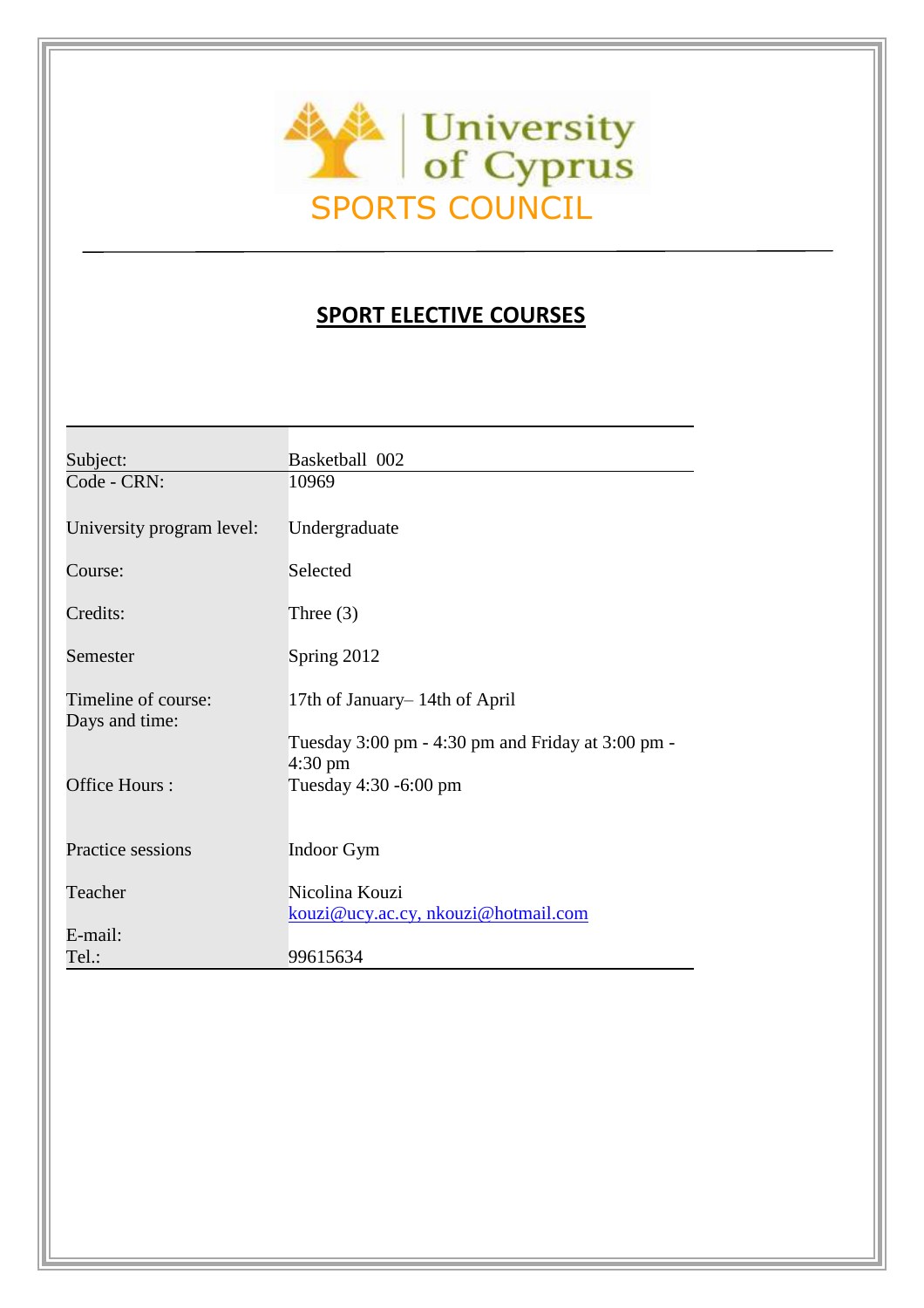University of Cyprus

SPORTS COUNCIL

## SPORT ELECTIVE COURSES

| | |
|---|---|
| Subject: | Basketball 002 |
| Code - CRN: | 10969 |
| University program level: | Undergraduate |
| Course: | Selected |
| Credits: | Three (3) |
| Semester | Spring 2012 |
| Timeline of course: | 17th of January– 14th of April |
| Days and time: | Tuesday 3:00 pm - 4:30 pm and Friday at 3:00 pm - 4:30 pm |
| Office Hours : | Tuesday 4:30 -6:00 pm |
| Practice sessions | Indoor Gym |
| Teacher | Nicolina Kouzi |
| E-mail: | kouzi@ucy.ac.cy, nkouzi@hotmail.com |
| Tel.: | 99615634 |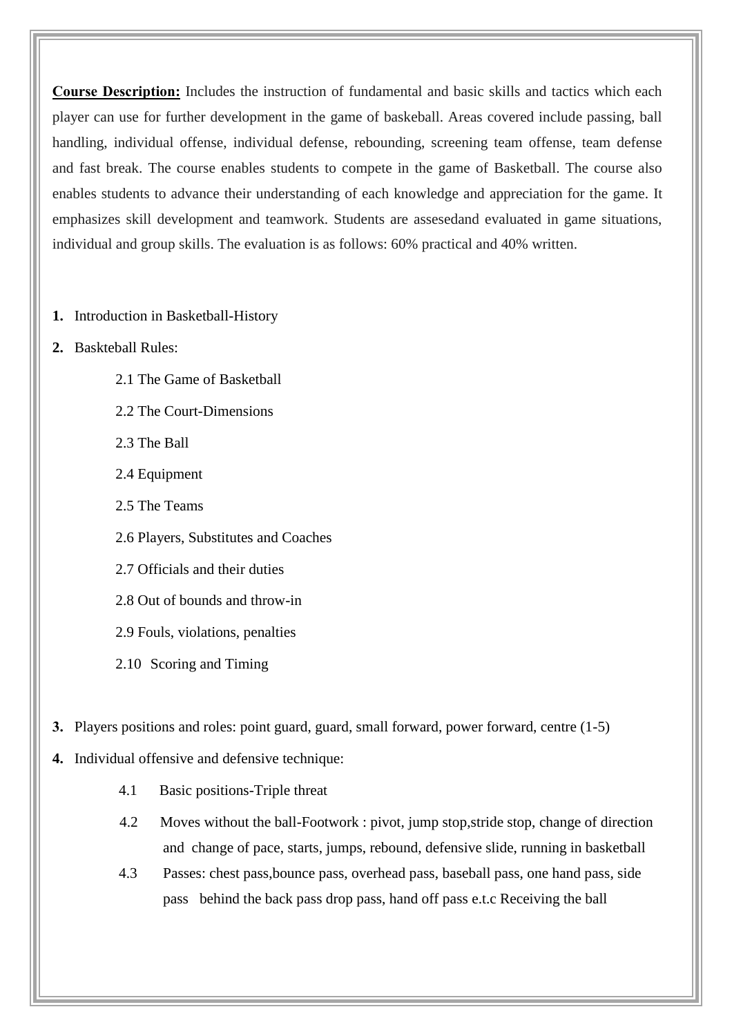**<u>Course Description:</u>** Includes the instruction of fundamental and basic skills and tactics which each player can use for further development in the game of baskeball. Areas covered include passing, ball handling, individual offense, individual defense, rebounding, screening team offense, team defense and fast break. The course enables students to compete in the game of Basketball. The course also enables students to advance their understanding of each knowledge and appreciation for the game. It emphasizes skill development and teamwork. Students are assesedand evaluated in game situations, individual and group skills. The evaluation is as follows: 60% practical and 40% written.

**1.** Introduction in Basketball-History

**2.** Baskteball Rules:

   2.1 The Game of Basketball

   2.2 The Court-Dimensions

   2.3 The Ball

   2.4 Equipment

   2.5 The Teams

   2.6 Players, Substitutes and Coaches

   2.7 Officials and their duties

   2.8 Out of bounds and throw-in

   2.9 Fouls, violations, penalties

   2.10 Scoring and Timing

**3.** Players positions and roles: point guard, guard, small forward, power forward, centre (1-5)

**4.** Individual offensive and defensive technique:

   4.1 Basic positions-Triple threat

   4.2 Moves without the ball-Footwork : pivot, jump stop,stride stop, change of direction and change of pace, starts, jumps, rebound, defensive slide, running in basketball

   4.3 Passes: chest pass,bounce pass, overhead pass, baseball pass, one hand pass, side pass behind the back pass drop pass, hand off pass e.t.c Receiving the ball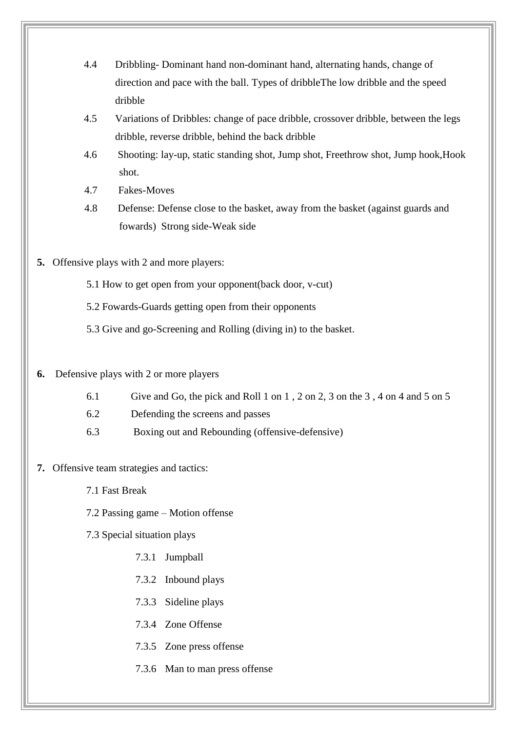4.4 Dribbling- Dominant hand non-dominant hand, alternating hands, change of direction and pace with the ball. Types of dribbleThe low dribble and the speed dribble

4.5 Variations of Dribbles: change of pace dribble, crossover dribble, between the legs dribble, reverse dribble, behind the back dribble

4.6 Shooting: lay-up, static standing shot, Jump shot, Freethrow shot, Jump hook,Hook shot.

4.7 Fakes-Moves

4.8 Defense: Defense close to the basket, away from the basket (against guards and fowards) Strong side-Weak side

**5.** Offensive plays with 2 and more players:

5.1 How to get open from your opponent(back door, v-cut)

5.2 Fowards-Guards getting open from their opponents

5.3 Give and go-Screening and Rolling (diving in) to the basket.

**6.** Defensive plays with 2 or more players

6.1 Give and Go, the pick and Roll 1 on 1 , 2 on 2, 3 on the 3 , 4 on 4 and 5 on 5

6.2 Defending the screens and passes

6.3 Boxing out and Rebounding (offensive-defensive)

**7.** Offensive team strategies and tactics:

7.1 Fast Break

7.2 Passing game – Motion offense

7.3 Special situation plays

7.3.1 Jumpball

7.3.2 Inbound plays

7.3.3 Sideline plays

7.3.4 Zone Offense

7.3.5 Zone press offense

7.3.6 Man to man press offense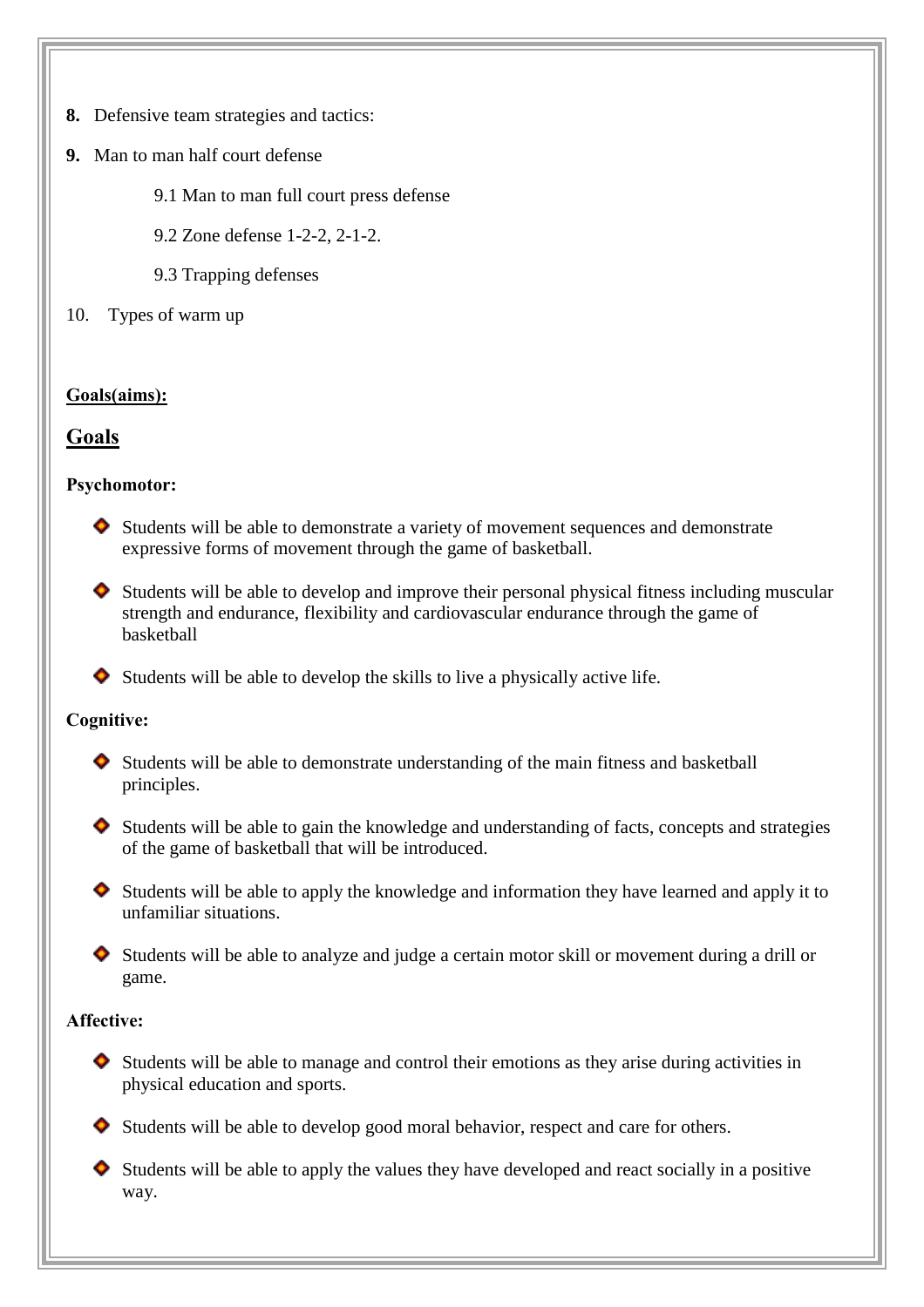**8.** Defensive team strategies and tactics:

**9.** Man to man half court defense

 9.1 Man to man full court press defense

 9.2 Zone defense 1-2-2, 2-1-2.

 9.3 Trapping defenses

10. Types of warm up

**Goals(aims):**

## Goals

**Psychomotor:**

- Students will be able to demonstrate a variety of movement sequences and demonstrate expressive forms of movement through the game of basketball.
- Students will be able to develop and improve their personal physical fitness including muscular strength and endurance, flexibility and cardiovascular endurance through the game of basketball
- Students will be able to develop the skills to live a physically active life.

**Cognitive:**

- Students will be able to demonstrate understanding of the main fitness and basketball principles.
- Students will be able to gain the knowledge and understanding of facts, concepts and strategies of the game of basketball that will be introduced.
- Students will be able to apply the knowledge and information they have learned and apply it to unfamiliar situations.
- Students will be able to analyze and judge a certain motor skill or movement during a drill or game.

**Affective:**

- Students will be able to manage and control their emotions as they arise during activities in physical education and sports.
- Students will be able to develop good moral behavior, respect and care for others.
- Students will be able to apply the values they have developed and react socially in a positive way.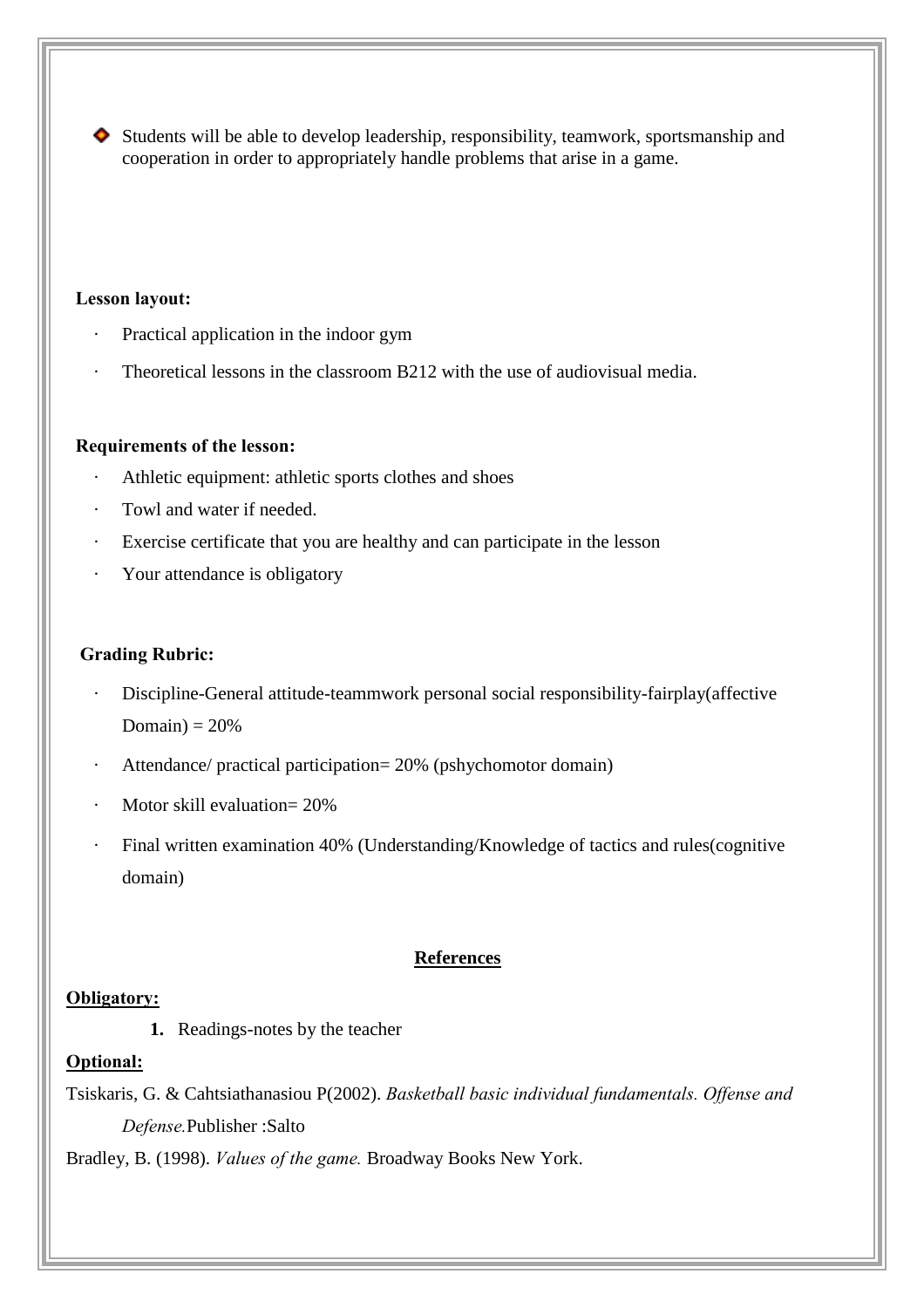- Students will be able to develop leadership, responsibility, teamwork, sportsmanship and cooperation in order to appropriately handle problems that arise in a game.

**Lesson layout:**

- Practical application in the indoor gym
- Theoretical lessons in the classroom B212 with the use of audiovisual media.

**Requirements of the lesson:**

- Athletic equipment: athletic sports clothes and shoes
- Towl and water if needed.
- Exercise certificate that you are healthy and can participate in the lesson
- Your attendance is obligatory

**Grading Rubric:**

- Discipline-General attitude-teammwork personal social responsibility-fairplay(affective Domain) = 20%
- Attendance/ practical participation= 20% (pshychomotor domain)
- Motor skill evaluation= 20%
- Final written examination 40% (Understanding/Knowledge of tactics and rules(cognitive domain)

## References

**Obligatory:**

1. Readings-notes by the teacher

**Optional:**

Tsiskaris, G. & Cahtsiathanasiou P(2002). *Basketball basic individual fundamentals. Offense and Defense.*Publisher :Salto

Bradley, B. (1998). *Values of the game.* Broadway Books New York.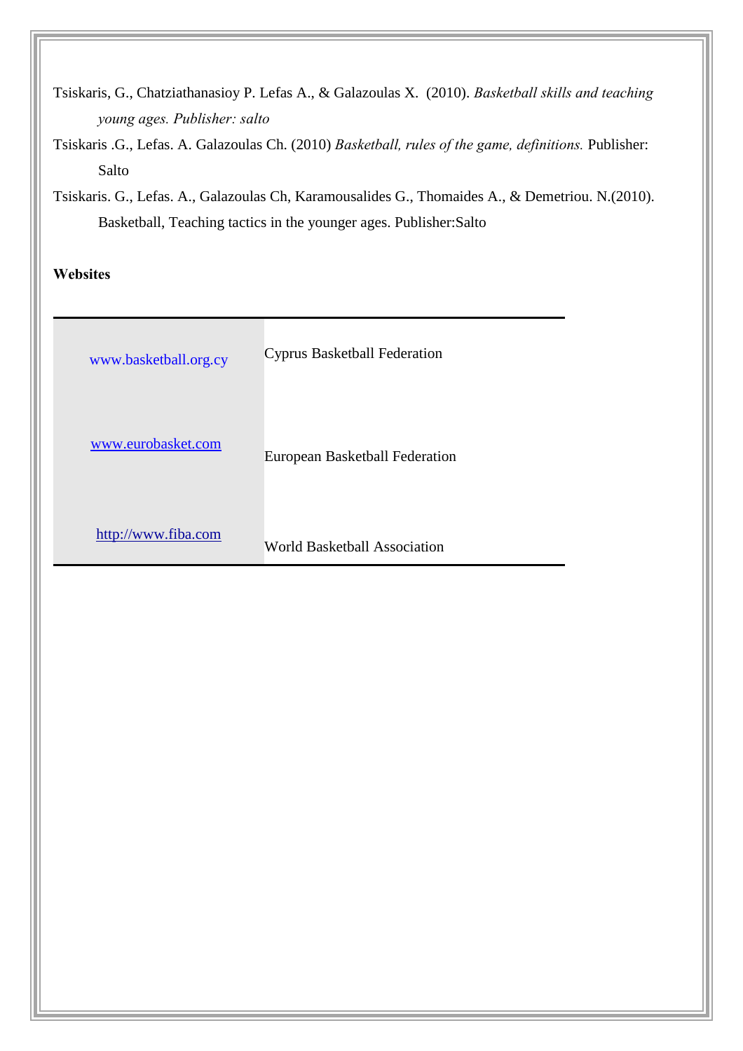Tsiskaris, G., Chatziathanasioy P. Lefas A., & Galazoulas X. (2010). *Basketball skills and teaching young ages. Publisher: salto*

Tsiskaris .G., Lefas. A. Galazoulas Ch. (2010) *Basketball, rules of the game, definitions.* Publisher: Salto

Tsiskaris. G., Lefas. A., Galazoulas Ch, Karamousalides G., Thomaides A., & Demetriou. N.(2010). Basketball, Teaching tactics in the younger ages. Publisher:Salto

**Websites**

| | |
|---|---|
| www.basketball.org.cy | Cyprus Basketball Federation |
| www.eurobasket.com | European Basketball Federation |
| http://www.fiba.com | World Basketball Association |